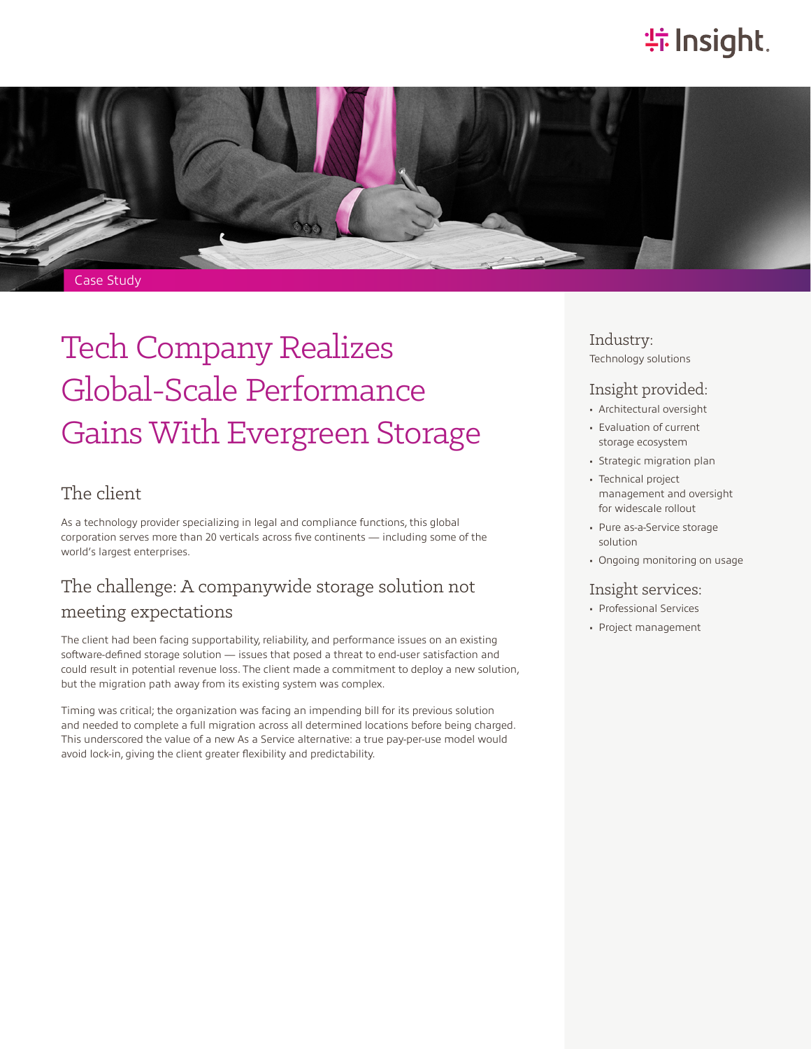Case Study

# Tech Company Realizes Global-Scale Performance Gains With Evergreen Storage

## The client

As a technology provider specializing in legal and compliance functions, this global corporation serves more than 20 verticals across five continents — including some of the world's largest enterprises.

## The challenge: A companywide storage solution not meeting expectations

The client had been facing supportability, reliability, and performance issues on an existing software-defined storage solution — issues that posed a threat to end-user satisfaction and could result in potential revenue loss. The client made a commitment to deploy a new solution, but the migration path away from its existing system was complex.

Timing was critical; the organization was facing an impending bill for its previous solution and needed to complete a full migration across all determined locations before being charged. This underscored the value of a new As a Service alternative: a true pay-per-use model would avoid lock-in, giving the client greater flexibility and predictability.

### Industry:

Technology solutions

### Insight provided:

- Architectural oversight
- Evaluation of current storage ecosystem
- Strategic migration plan
- Technical project management and oversight for widescale rollout
- Pure as-a-Service storage solution
- Ongoing monitoring on usage

### Insight services:

- Professional Services
- Project management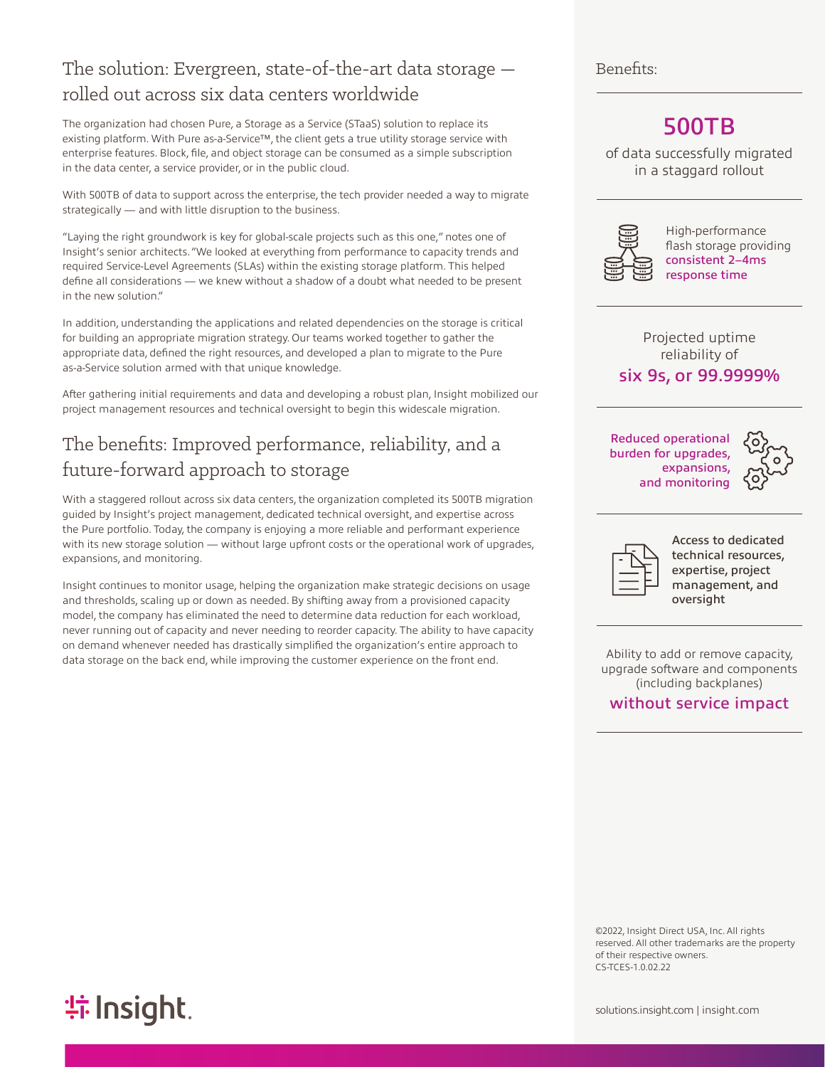## The solution: Evergreen, state-of-the-art data storage — rolled out across six data centers worldwide

The organization had chosen Pure, a Storage as a Service (STaaS) solution to replace its existing platform. With Pure as-a-Service™, the client gets a true utility storage service with enterprise features. Block, file, and object storage can be consumed as a simple subscription in the data center, a service provider, or in the public cloud.

With 500TB of data to support across the enterprise, the tech provider needed a way to migrate strategically — and with little disruption to the business.

"Laying the right groundwork is key for global-scale projects such as this one," notes one of Insight's senior architects. "We looked at everything from performance to capacity trends and required Service-Level Agreements (SLAs) within the existing storage platform. This helped define all considerations — we knew without a shadow of a doubt what needed to be present in the new solution."

In addition, understanding the applications and related dependencies on the storage is critical for building an appropriate migration strategy. Our teams worked together to gather the appropriate data, defined the right resources, and developed a plan to migrate to the Pure as-a-Service solution armed with that unique knowledge.

After gathering initial requirements and data and developing a robust plan, Insight mobilized our project management resources and technical oversight to begin this widescale migration.

## The benefits: Improved performance, reliability, and a future-forward approach to storage

With a staggered rollout across six data centers, the organization completed its 500TB migration guided by Insight's project management, dedicated technical oversight, and expertise across the Pure portfolio. Today, the company is enjoying a more reliable and performant experience with its new storage solution — without large upfront costs or the operational work of upgrades, expansions, and monitoring.

Insight continues to monitor usage, helping the organization make strategic decisions on usage and thresholds, scaling up or down as needed. By shifting away from a provisioned capacity model, the company has eliminated the need to determine data reduction for each workload, never running out of capacity and never needing to reorder capacity. The ability to have capacity on demand whenever needed has drastically simplified the organization's entire approach to data storage on the back end, while improving the customer experience on the front end.

Benefits:

**500TB**
of data successfully migrated in a staggard rollout

High-performance flash storage providing **consistent 2–4ms response time**

Projected uptime reliability of **six 9s, or 99.9999%**

**Reduced operational burden for upgrades, expansions, and monitoring**

**Access to dedicated technical resources, expertise, project management, and oversight**

Ability to add or remove capacity, upgrade software and components (including backplanes) **without service impact**

©2022, Insight Direct USA, Inc. All rights reserved. All other trademarks are the property of their respective owners.
CS-TCES-1.0.02.22

Insight.

solutions.insight.com | insight.com